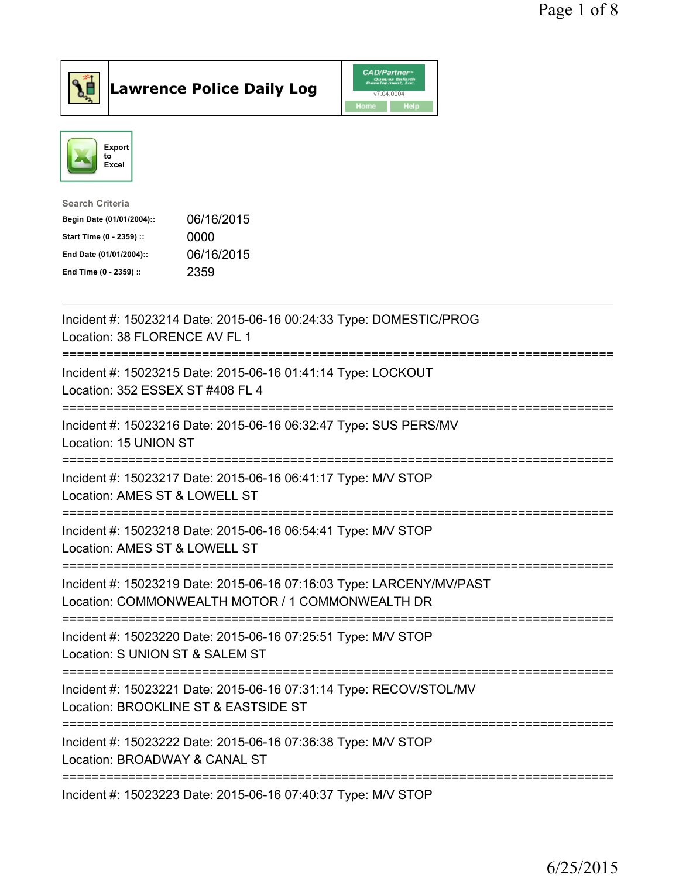# Lawrence Police Daily Log

CAD/Partner v7.04.0004

Home | Help

Export to Excel

Search Criteria

| | |
|---|---|
| **Begin Date (01/01/2004)::** | 06/16/2015 |
| **Start Time (0 - 2359) ::** | 0000 |
| **End Date (01/01/2004)::** | 06/16/2015 |
| **End Time (0 - 2359) ::** | 2359 |

---

Incident #: 15023214 Date: 2015-06-16 00:24:33 Type: DOMESTIC/PROG
Location: 38 FLORENCE AV FL 1

===========================================================================

Incident #: 15023215 Date: 2015-06-16 01:41:14 Type: LOCKOUT
Location: 352 ESSEX ST #408 FL 4

===========================================================================

Incident #: 15023216 Date: 2015-06-16 06:32:47 Type: SUS PERS/MV
Location: 15 UNION ST

===========================================================================

Incident #: 15023217 Date: 2015-06-16 06:41:17 Type: M/V STOP
Location: AMES ST & LOWELL ST

===========================================================================

Incident #: 15023218 Date: 2015-06-16 06:54:41 Type: M/V STOP
Location: AMES ST & LOWELL ST

===========================================================================

Incident #: 15023219 Date: 2015-06-16 07:16:03 Type: LARCENY/MV/PAST
Location: COMMONWEALTH MOTOR / 1 COMMONWEALTH DR

===========================================================================

Incident #: 15023220 Date: 2015-06-16 07:25:51 Type: M/V STOP
Location: S UNION ST & SALEM ST

===========================================================================

Incident #: 15023221 Date: 2015-06-16 07:31:14 Type: RECOV/STOL/MV
Location: BROOKLINE ST & EASTSIDE ST

===========================================================================

Incident #: 15023222 Date: 2015-06-16 07:36:38 Type: M/V STOP
Location: BROADWAY & CANAL ST

===========================================================================

Incident #: 15023223 Date: 2015-06-16 07:40:37 Type: M/V STOP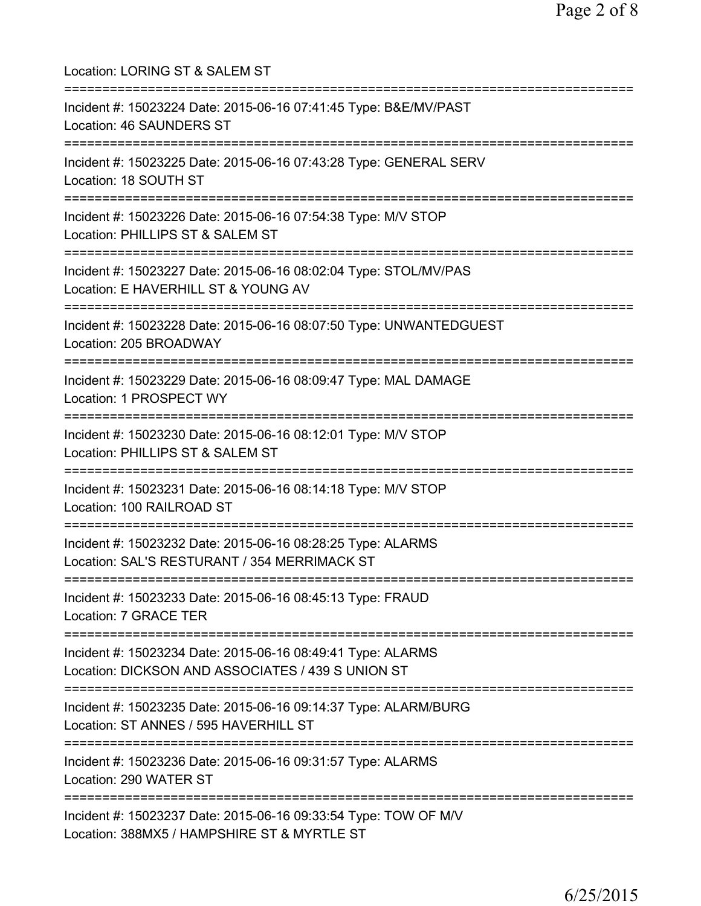Location: LORING ST & SALEM ST

===========================================================================

Incident #: 15023224 Date: 2015-06-16 07:41:45 Type: B&E/MV/PAST
Location: 46 SAUNDERS ST

===========================================================================

Incident #: 15023225 Date: 2015-06-16 07:43:28 Type: GENERAL SERV
Location: 18 SOUTH ST

===========================================================================

Incident #: 15023226 Date: 2015-06-16 07:54:38 Type: M/V STOP
Location: PHILLIPS ST & SALEM ST

===========================================================================

Incident #: 15023227 Date: 2015-06-16 08:02:04 Type: STOL/MV/PAS
Location: E HAVERHILL ST & YOUNG AV

===========================================================================

Incident #: 15023228 Date: 2015-06-16 08:07:50 Type: UNWANTEDGUEST
Location: 205 BROADWAY

===========================================================================

Incident #: 15023229 Date: 2015-06-16 08:09:47 Type: MAL DAMAGE
Location: 1 PROSPECT WY

===========================================================================

Incident #: 15023230 Date: 2015-06-16 08:12:01 Type: M/V STOP
Location: PHILLIPS ST & SALEM ST

===========================================================================

Incident #: 15023231 Date: 2015-06-16 08:14:18 Type: M/V STOP
Location: 100 RAILROAD ST

===========================================================================

Incident #: 15023232 Date: 2015-06-16 08:28:25 Type: ALARMS
Location: SAL'S RESTURANT / 354 MERRIMACK ST

===========================================================================

Incident #: 15023233 Date: 2015-06-16 08:45:13 Type: FRAUD
Location: 7 GRACE TER

===========================================================================

Incident #: 15023234 Date: 2015-06-16 08:49:41 Type: ALARMS
Location: DICKSON AND ASSOCIATES / 439 S UNION ST

===========================================================================

Incident #: 15023235 Date: 2015-06-16 09:14:37 Type: ALARM/BURG
Location: ST ANNES / 595 HAVERHILL ST

===========================================================================

Incident #: 15023236 Date: 2015-06-16 09:31:57 Type: ALARMS
Location: 290 WATER ST

===========================================================================

Incident #: 15023237 Date: 2015-06-16 09:33:54 Type: TOW OF M/V
Location: 388MX5 / HAMPSHIRE ST & MYRTLE ST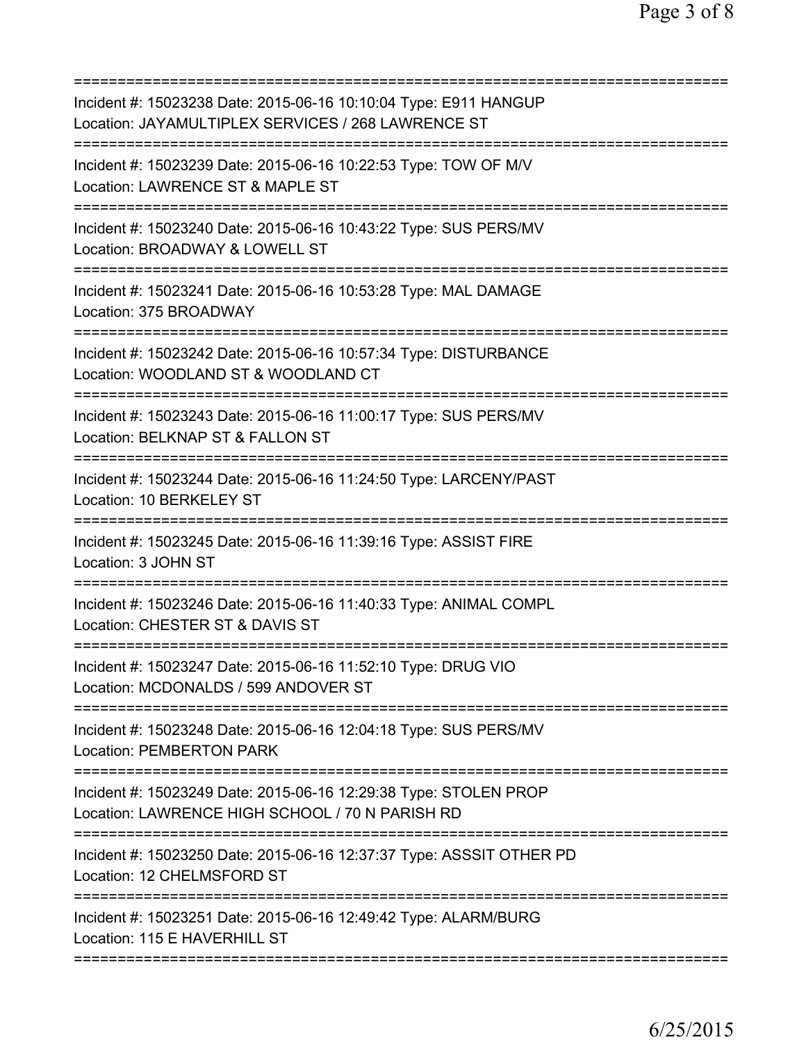===========================================================================

Incident #: 15023238 Date: 2015-06-16 10:10:04 Type: E911 HANGUP
Location: JAYAMULTIPLEX SERVICES / 268 LAWRENCE ST

===========================================================================

Incident #: 15023239 Date: 2015-06-16 10:22:53 Type: TOW OF M/V
Location: LAWRENCE ST & MAPLE ST

===========================================================================

Incident #: 15023240 Date: 2015-06-16 10:43:22 Type: SUS PERS/MV
Location: BROADWAY & LOWELL ST

===========================================================================

Incident #: 15023241 Date: 2015-06-16 10:53:28 Type: MAL DAMAGE
Location: 375 BROADWAY

===========================================================================

Incident #: 15023242 Date: 2015-06-16 10:57:34 Type: DISTURBANCE
Location: WOODLAND ST & WOODLAND CT

===========================================================================

Incident #: 15023243 Date: 2015-06-16 11:00:17 Type: SUS PERS/MV
Location: BELKNAP ST & FALLON ST

===========================================================================

Incident #: 15023244 Date: 2015-06-16 11:24:50 Type: LARCENY/PAST
Location: 10 BERKELEY ST

===========================================================================

Incident #: 15023245 Date: 2015-06-16 11:39:16 Type: ASSIST FIRE
Location: 3 JOHN ST

===========================================================================

Incident #: 15023246 Date: 2015-06-16 11:40:33 Type: ANIMAL COMPL
Location: CHESTER ST & DAVIS ST

===========================================================================

Incident #: 15023247 Date: 2015-06-16 11:52:10 Type: DRUG VIO
Location: MCDONALDS / 599 ANDOVER ST

===========================================================================

Incident #: 15023248 Date: 2015-06-16 12:04:18 Type: SUS PERS/MV
Location: PEMBERTON PARK

===========================================================================

Incident #: 15023249 Date: 2015-06-16 12:29:38 Type: STOLEN PROP
Location: LAWRENCE HIGH SCHOOL / 70 N PARISH RD

===========================================================================

Incident #: 15023250 Date: 2015-06-16 12:37:37 Type: ASSSIT OTHER PD
Location: 12 CHELMSFORD ST

===========================================================================

Incident #: 15023251 Date: 2015-06-16 12:49:42 Type: ALARM/BURG
Location: 115 E HAVERHILL ST

===========================================================================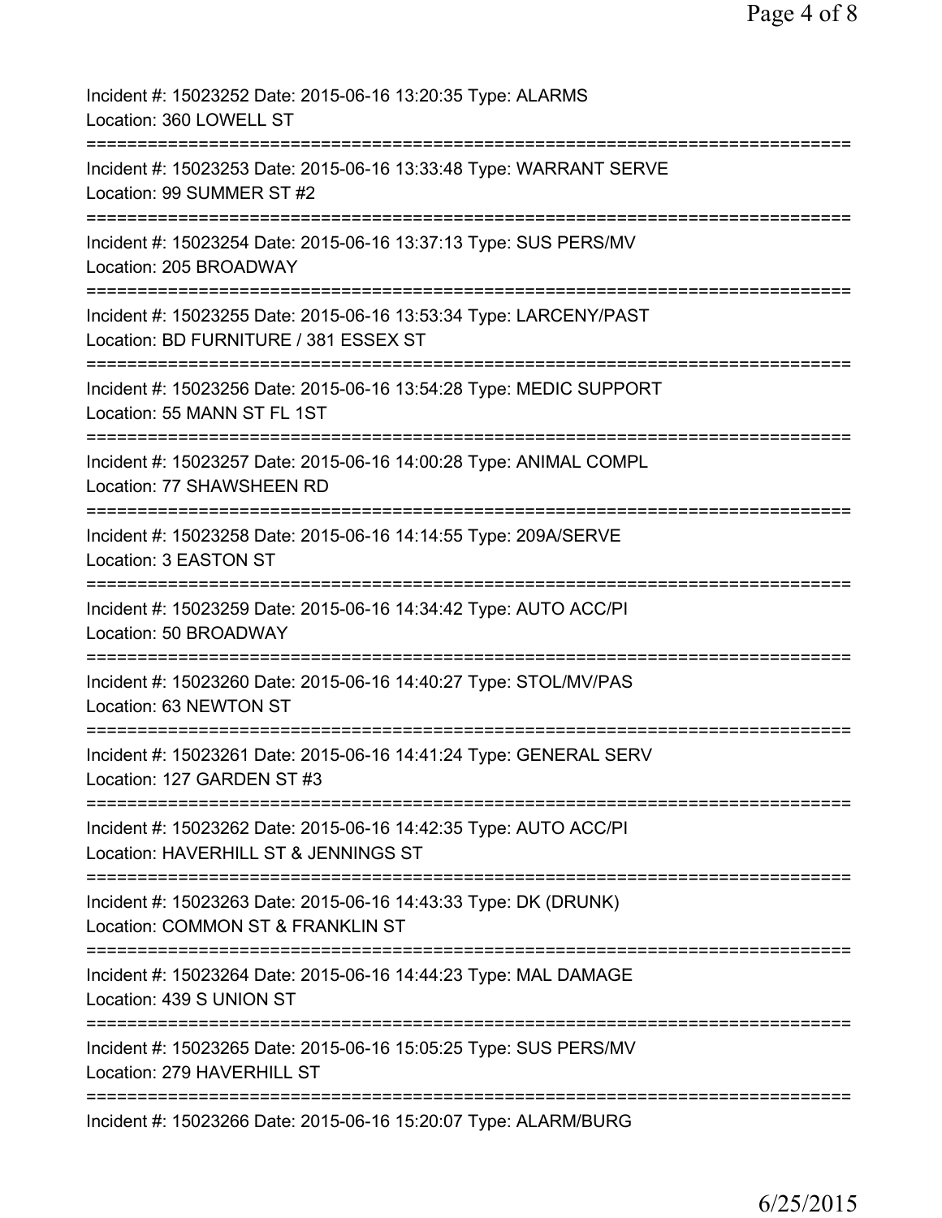Incident #: 15023252 Date: 2015-06-16 13:20:35 Type: ALARMS
Location: 360 LOWELL ST

===========================================================================

Incident #: 15023253 Date: 2015-06-16 13:33:48 Type: WARRANT SERVE
Location: 99 SUMMER ST #2

===========================================================================

Incident #: 15023254 Date: 2015-06-16 13:37:13 Type: SUS PERS/MV
Location: 205 BROADWAY

===========================================================================

Incident #: 15023255 Date: 2015-06-16 13:53:34 Type: LARCENY/PAST
Location: BD FURNITURE / 381 ESSEX ST

===========================================================================

Incident #: 15023256 Date: 2015-06-16 13:54:28 Type: MEDIC SUPPORT
Location: 55 MANN ST FL 1ST

===========================================================================

Incident #: 15023257 Date: 2015-06-16 14:00:28 Type: ANIMAL COMPL
Location: 77 SHAWSHEEN RD

===========================================================================

Incident #: 15023258 Date: 2015-06-16 14:14:55 Type: 209A/SERVE
Location: 3 EASTON ST

===========================================================================

Incident #: 15023259 Date: 2015-06-16 14:34:42 Type: AUTO ACC/PI
Location: 50 BROADWAY

===========================================================================

Incident #: 15023260 Date: 2015-06-16 14:40:27 Type: STOL/MV/PAS
Location: 63 NEWTON ST

===========================================================================

Incident #: 15023261 Date: 2015-06-16 14:41:24 Type: GENERAL SERV
Location: 127 GARDEN ST #3

===========================================================================

Incident #: 15023262 Date: 2015-06-16 14:42:35 Type: AUTO ACC/PI
Location: HAVERHILL ST & JENNINGS ST

===========================================================================

Incident #: 15023263 Date: 2015-06-16 14:43:33 Type: DK (DRUNK)
Location: COMMON ST & FRANKLIN ST

===========================================================================

Incident #: 15023264 Date: 2015-06-16 14:44:23 Type: MAL DAMAGE
Location: 439 S UNION ST

===========================================================================

Incident #: 15023265 Date: 2015-06-16 15:05:25 Type: SUS PERS/MV
Location: 279 HAVERHILL ST

===========================================================================

Incident #: 15023266 Date: 2015-06-16 15:20:07 Type: ALARM/BURG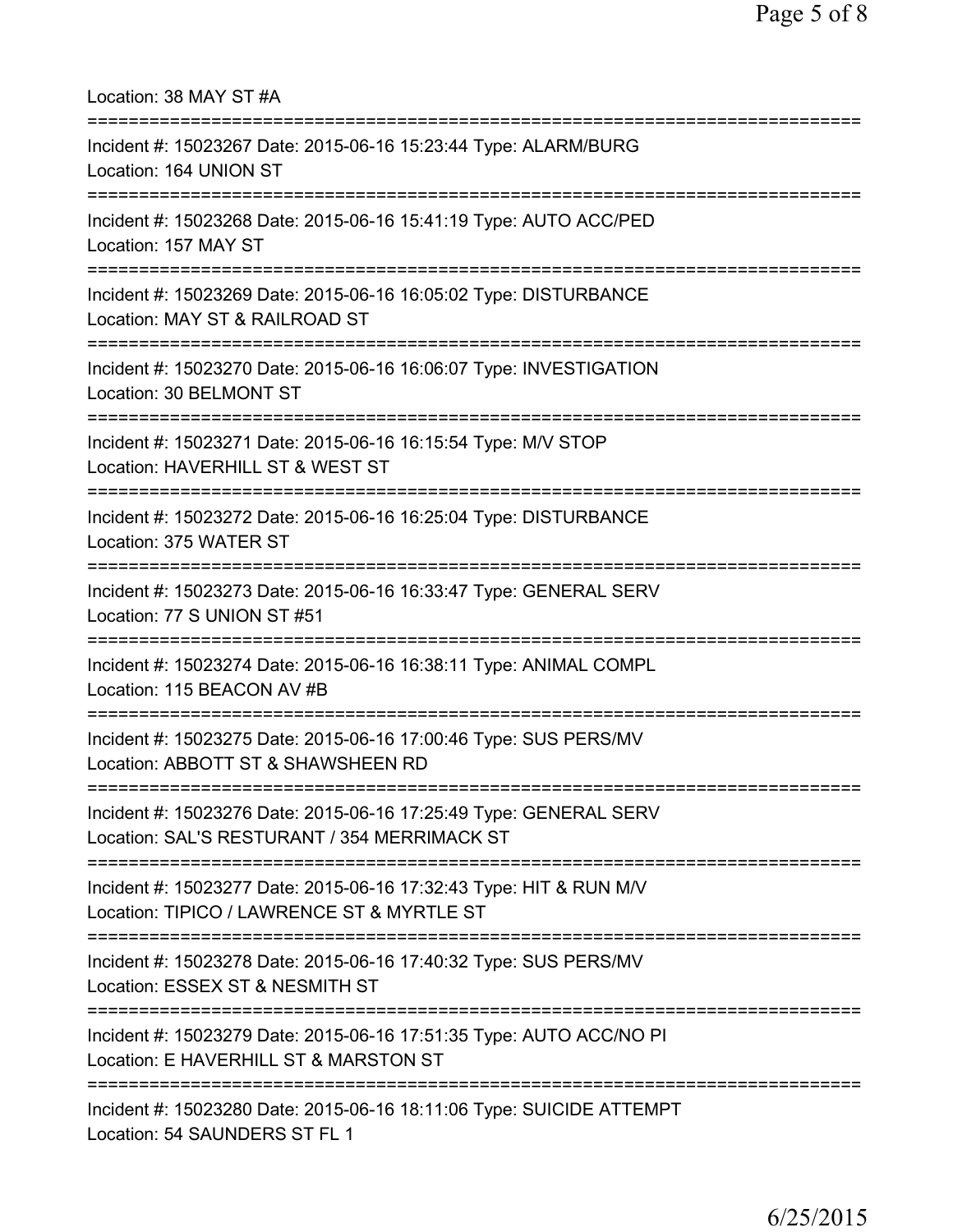Location: 38 MAY ST #A

===========================================================================

Incident #: 15023267 Date: 2015-06-16 15:23:44 Type: ALARM/BURG
Location: 164 UNION ST

===========================================================================

Incident #: 15023268 Date: 2015-06-16 15:41:19 Type: AUTO ACC/PED
Location: 157 MAY ST

===========================================================================

Incident #: 15023269 Date: 2015-06-16 16:05:02 Type: DISTURBANCE
Location: MAY ST & RAILROAD ST

===========================================================================

Incident #: 15023270 Date: 2015-06-16 16:06:07 Type: INVESTIGATION
Location: 30 BELMONT ST

===========================================================================

Incident #: 15023271 Date: 2015-06-16 16:15:54 Type: M/V STOP
Location: HAVERHILL ST & WEST ST

===========================================================================

Incident #: 15023272 Date: 2015-06-16 16:25:04 Type: DISTURBANCE
Location: 375 WATER ST

===========================================================================

Incident #: 15023273 Date: 2015-06-16 16:33:47 Type: GENERAL SERV
Location: 77 S UNION ST #51

===========================================================================

Incident #: 15023274 Date: 2015-06-16 16:38:11 Type: ANIMAL COMPL
Location: 115 BEACON AV #B

===========================================================================

Incident #: 15023275 Date: 2015-06-16 17:00:46 Type: SUS PERS/MV
Location: ABBOTT ST & SHAWSHEEN RD

===========================================================================

Incident #: 15023276 Date: 2015-06-16 17:25:49 Type: GENERAL SERV
Location: SAL'S RESTURANT / 354 MERRIMACK ST

===========================================================================

Incident #: 15023277 Date: 2015-06-16 17:32:43 Type: HIT & RUN M/V
Location: TIPICO / LAWRENCE ST & MYRTLE ST

===========================================================================

Incident #: 15023278 Date: 2015-06-16 17:40:32 Type: SUS PERS/MV
Location: ESSEX ST & NESMITH ST

===========================================================================

Incident #: 15023279 Date: 2015-06-16 17:51:35 Type: AUTO ACC/NO PI
Location: E HAVERHILL ST & MARSTON ST

===========================================================================

Incident #: 15023280 Date: 2015-06-16 18:11:06 Type: SUICIDE ATTEMPT
Location: 54 SAUNDERS ST FL 1

6/25/2015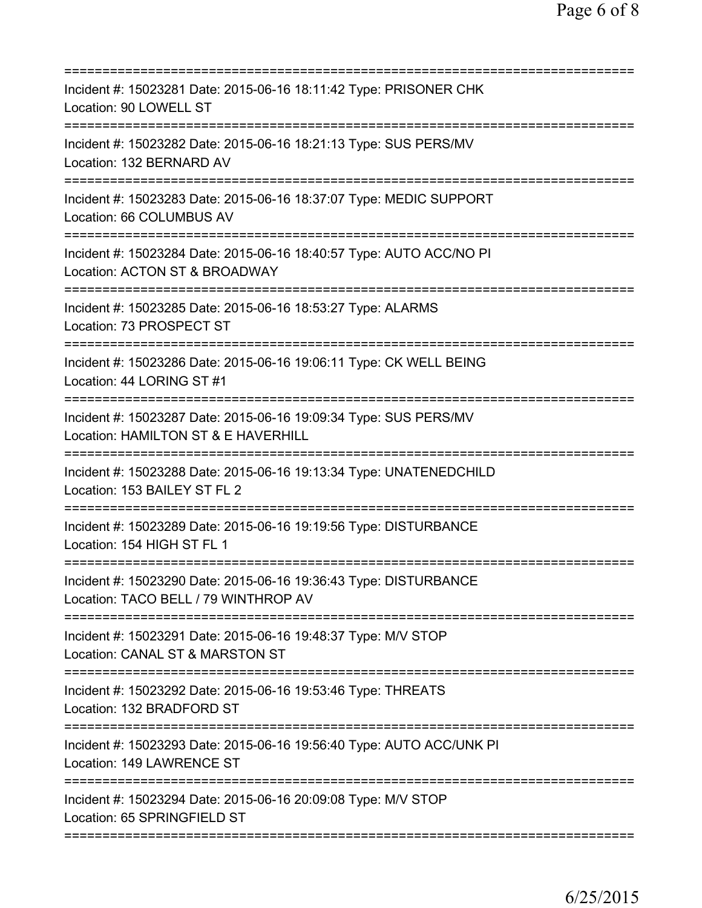Incident #: 15023281 Date: 2015-06-16 18:11:42 Type: PRISONER CHK
Location: 90 LOWELL ST

Incident #: 15023282 Date: 2015-06-16 18:21:13 Type: SUS PERS/MV
Location: 132 BERNARD AV

Incident #: 15023283 Date: 2015-06-16 18:37:07 Type: MEDIC SUPPORT
Location: 66 COLUMBUS AV

Incident #: 15023284 Date: 2015-06-16 18:40:57 Type: AUTO ACC/NO PI
Location: ACTON ST & BROADWAY

Incident #: 15023285 Date: 2015-06-16 18:53:27 Type: ALARMS
Location: 73 PROSPECT ST

Incident #: 15023286 Date: 2015-06-16 19:06:11 Type: CK WELL BEING
Location: 44 LORING ST #1

Incident #: 15023287 Date: 2015-06-16 19:09:34 Type: SUS PERS/MV
Location: HAMILTON ST & E HAVERHILL

Incident #: 15023288 Date: 2015-06-16 19:13:34 Type: UNATENEDCHILD
Location: 153 BAILEY ST FL 2

Incident #: 15023289 Date: 2015-06-16 19:19:56 Type: DISTURBANCE
Location: 154 HIGH ST FL 1

Incident #: 15023290 Date: 2015-06-16 19:36:43 Type: DISTURBANCE
Location: TACO BELL / 79 WINTHROP AV

Incident #: 15023291 Date: 2015-06-16 19:48:37 Type: M/V STOP
Location: CANAL ST & MARSTON ST

Incident #: 15023292 Date: 2015-06-16 19:53:46 Type: THREATS
Location: 132 BRADFORD ST

Incident #: 15023293 Date: 2015-06-16 19:56:40 Type: AUTO ACC/UNK PI
Location: 149 LAWRENCE ST

Incident #: 15023294 Date: 2015-06-16 20:09:08 Type: M/V STOP
Location: 65 SPRINGFIELD ST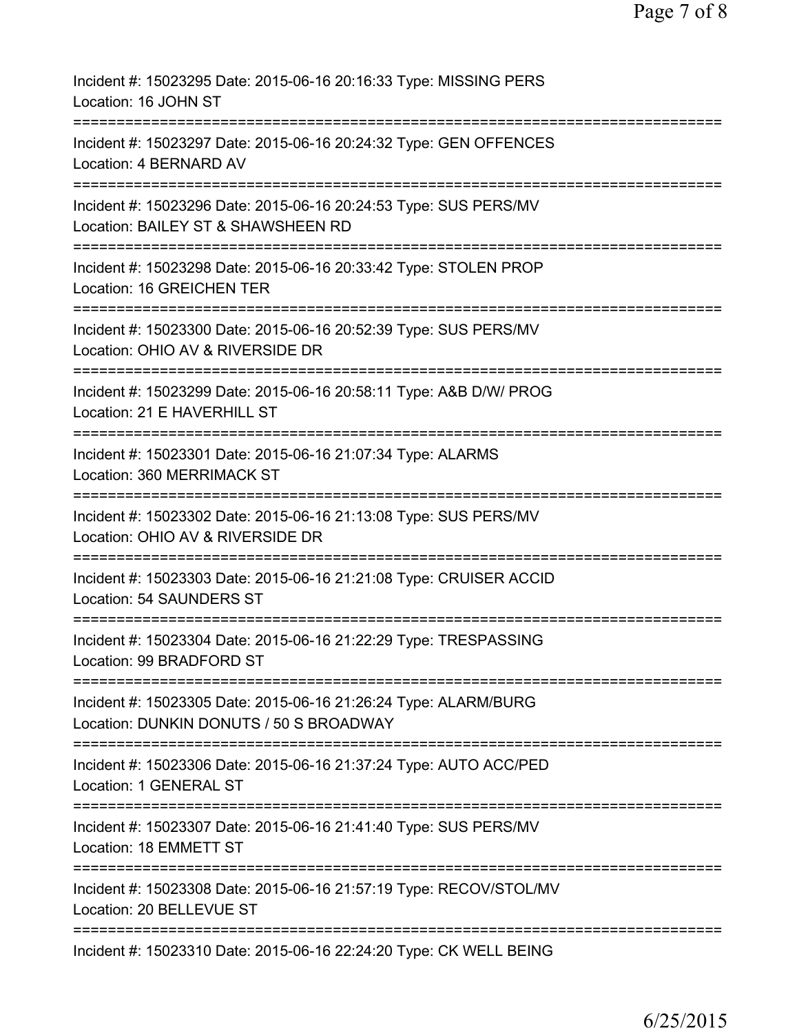Incident #: 15023295 Date: 2015-06-16 20:16:33 Type: MISSING PERS
Location: 16 JOHN ST

===========================================================================

Incident #: 15023297 Date: 2015-06-16 20:24:32 Type: GEN OFFENCES
Location: 4 BERNARD AV

===========================================================================

Incident #: 15023296 Date: 2015-06-16 20:24:53 Type: SUS PERS/MV
Location: BAILEY ST & SHAWSHEEN RD

===========================================================================

Incident #: 15023298 Date: 2015-06-16 20:33:42 Type: STOLEN PROP
Location: 16 GREICHEN TER

===========================================================================

Incident #: 15023300 Date: 2015-06-16 20:52:39 Type: SUS PERS/MV
Location: OHIO AV & RIVERSIDE DR

===========================================================================

Incident #: 15023299 Date: 2015-06-16 20:58:11 Type: A&B D/W/ PROG
Location: 21 E HAVERHILL ST

===========================================================================

Incident #: 15023301 Date: 2015-06-16 21:07:34 Type: ALARMS
Location: 360 MERRIMACK ST

===========================================================================

Incident #: 15023302 Date: 2015-06-16 21:13:08 Type: SUS PERS/MV
Location: OHIO AV & RIVERSIDE DR

===========================================================================

Incident #: 15023303 Date: 2015-06-16 21:21:08 Type: CRUISER ACCID
Location: 54 SAUNDERS ST

===========================================================================

Incident #: 15023304 Date: 2015-06-16 21:22:29 Type: TRESPASSING
Location: 99 BRADFORD ST

===========================================================================

Incident #: 15023305 Date: 2015-06-16 21:26:24 Type: ALARM/BURG
Location: DUNKIN DONUTS / 50 S BROADWAY

===========================================================================

Incident #: 15023306 Date: 2015-06-16 21:37:24 Type: AUTO ACC/PED
Location: 1 GENERAL ST

===========================================================================

Incident #: 15023307 Date: 2015-06-16 21:41:40 Type: SUS PERS/MV
Location: 18 EMMETT ST

===========================================================================

Incident #: 15023308 Date: 2015-06-16 21:57:19 Type: RECOV/STOL/MV
Location: 20 BELLEVUE ST

===========================================================================

Incident #: 15023310 Date: 2015-06-16 22:24:20 Type: CK WELL BEING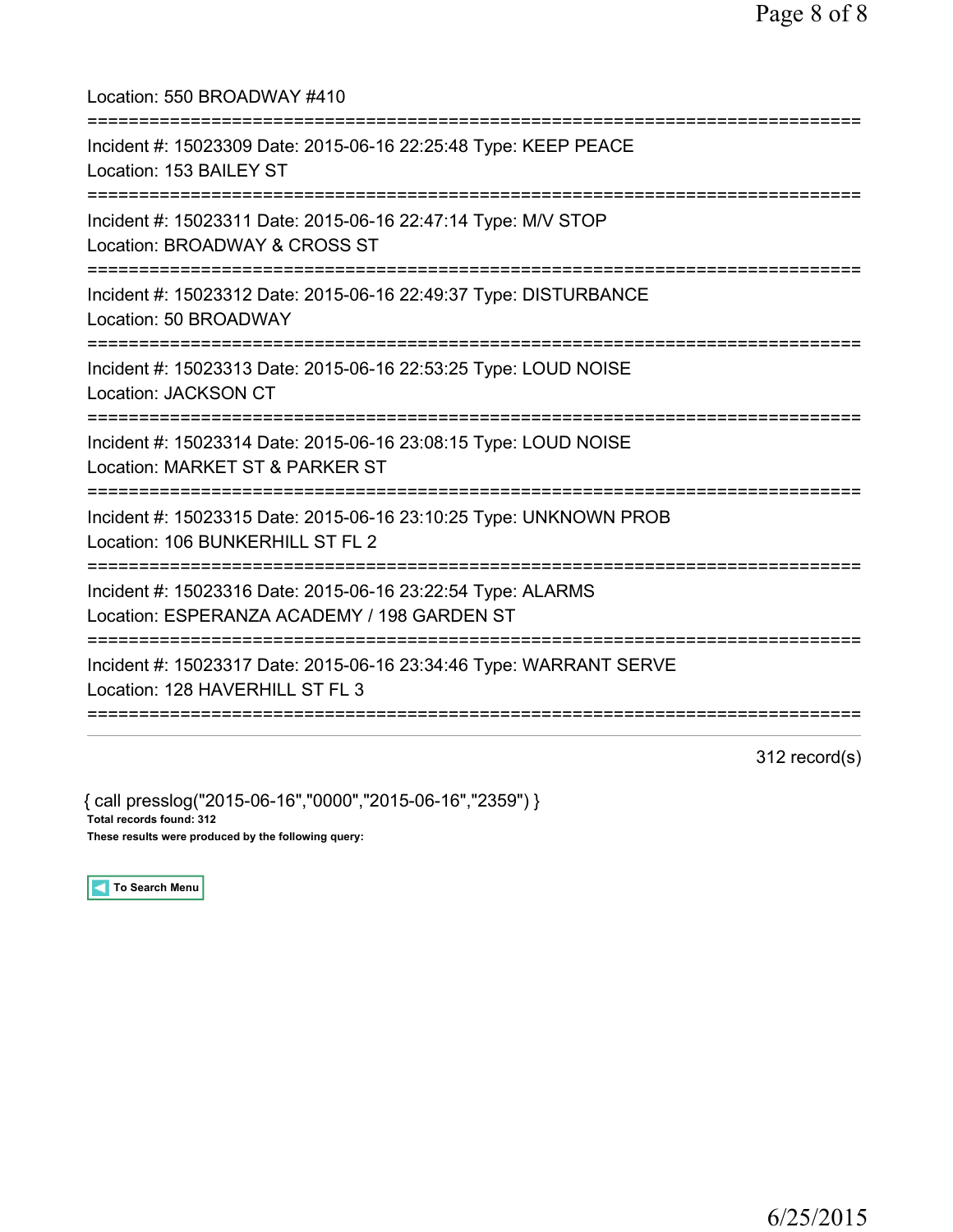Location: 550 BROADWAY #410

===========================================================================

Incident #: 15023309 Date: 2015-06-16 22:25:48 Type: KEEP PEACE
Location: 153 BAILEY ST

===========================================================================

Incident #: 15023311 Date: 2015-06-16 22:47:14 Type: M/V STOP
Location: BROADWAY & CROSS ST

===========================================================================

Incident #: 15023312 Date: 2015-06-16 22:49:37 Type: DISTURBANCE
Location: 50 BROADWAY

===========================================================================

Incident #: 15023313 Date: 2015-06-16 22:53:25 Type: LOUD NOISE
Location: JACKSON CT

===========================================================================

Incident #: 15023314 Date: 2015-06-16 23:08:15 Type: LOUD NOISE
Location: MARKET ST & PARKER ST

===========================================================================

Incident #: 15023315 Date: 2015-06-16 23:10:25 Type: UNKNOWN PROB
Location: 106 BUNKERHILL ST FL 2

===========================================================================

Incident #: 15023316 Date: 2015-06-16 23:22:54 Type: ALARMS
Location: ESPERANZA ACADEMY / 198 GARDEN ST

===========================================================================

Incident #: 15023317 Date: 2015-06-16 23:34:46 Type: WARRANT SERVE
Location: 128 HAVERHILL ST FL 3

===========================================================================

312 record(s)

{ call presslog("2015-06-16","0000","2015-06-16","2359") }

**Total records found: 312**

**These results were produced by the following query:**

To Search Menu